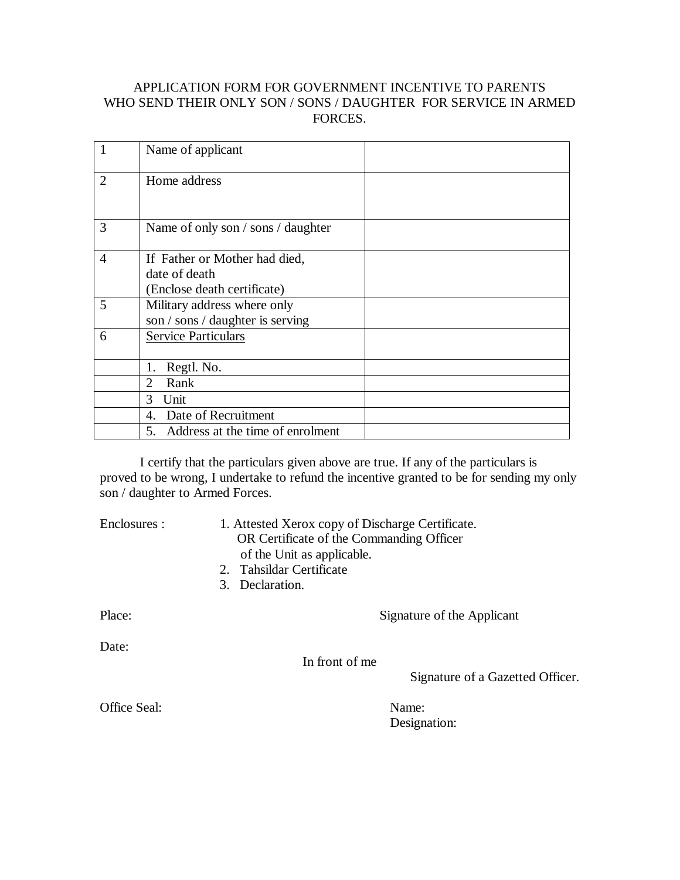# APPLICATION FORM FOR GOVERNMENT INCENTIVE TO PARENTS WHO SEND THEIR ONLY SON / SONS / DAUGHTER FOR SERVICE IN ARMED FORCES.

| | | |
|---|---|---|
| 1 | Name of applicant | |
| 2 | Home address | |
| 3 | Name of only son / sons / daughter | |
| 4 | If Father or Mother had died, date of death (Enclose death certificate) | |
| 5 | Military address where only son / sons / daughter is serving | |
| 6 | Service Particulars | |
| | 1. Regtl. No. | |
| | 2 Rank | |
| | 3 Unit | |
| | 4. Date of Recruitment | |
| | 5. Address at the time of enrolment | |

I certify that the particulars given above are true. If any of the particulars is proved to be wrong, I undertake to refund the incentive granted to be for sending my only son / daughter to Armed Forces.

Enclosures :
1. Attested Xerox copy of Discharge Certificate. OR Certificate of the Commanding Officer of the Unit as applicable.
2. Tahsildar Certificate
3. Declaration.

Place:

Signature of the Applicant

Date:

In front of me

Signature of a Gazetted Officer.

Office Seal:

Name:

Designation: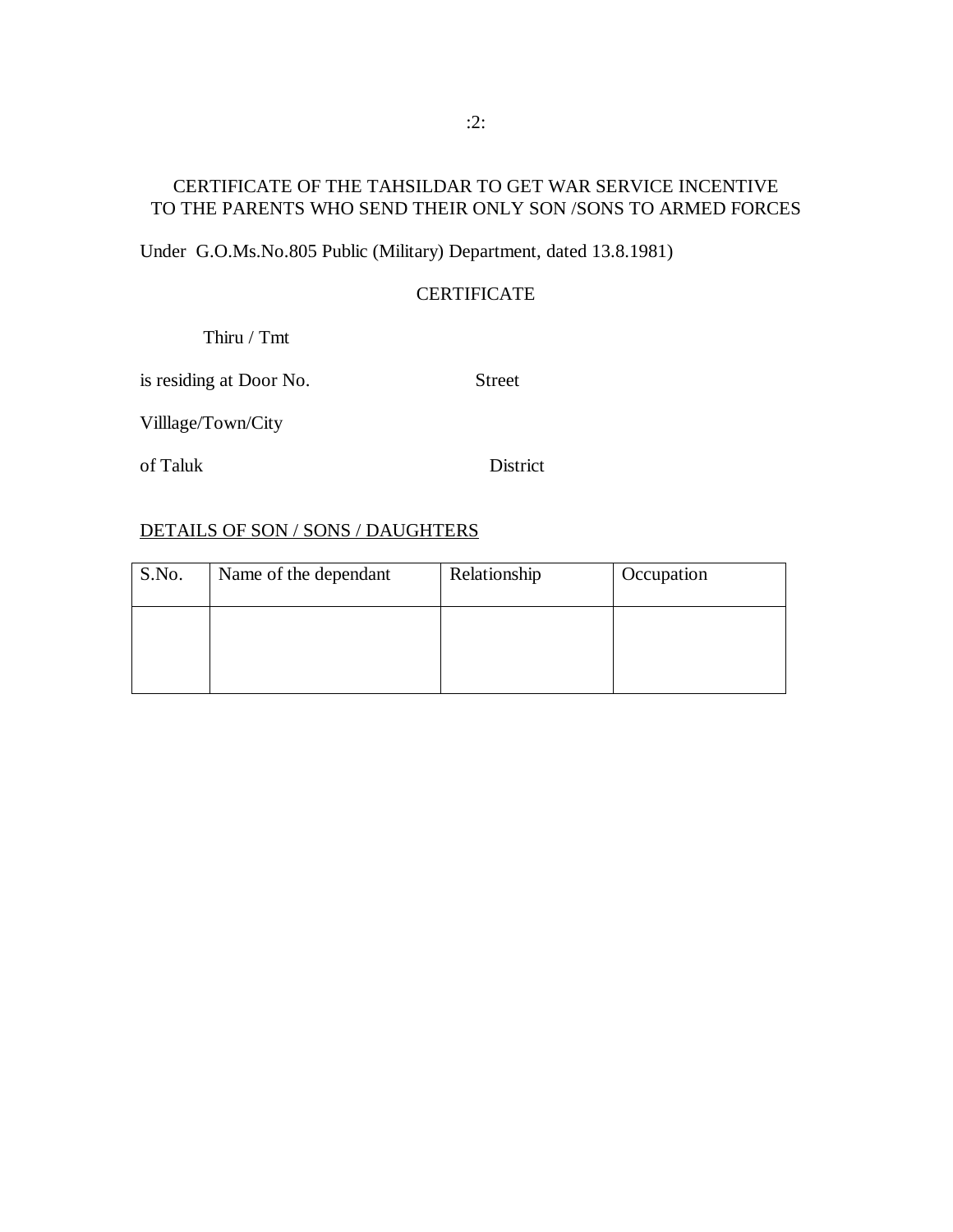CERTIFICATE OF THE TAHSILDAR TO GET WAR SERVICE INCENTIVE TO THE PARENTS WHO SEND THEIR ONLY SON /SONS TO ARMED FORCES

Under G.O.Ms.No.805 Public (Military) Department, dated 13.8.1981)

CERTIFICATE

Thiru / Tmt

is residing at Door No. Street

Villlage/Town/City

of Taluk District

DETAILS OF SON / SONS / DAUGHTERS

| S.No. | Name of the dependant | Relationship | Occupation |
|---|---|---|---|
| | | | |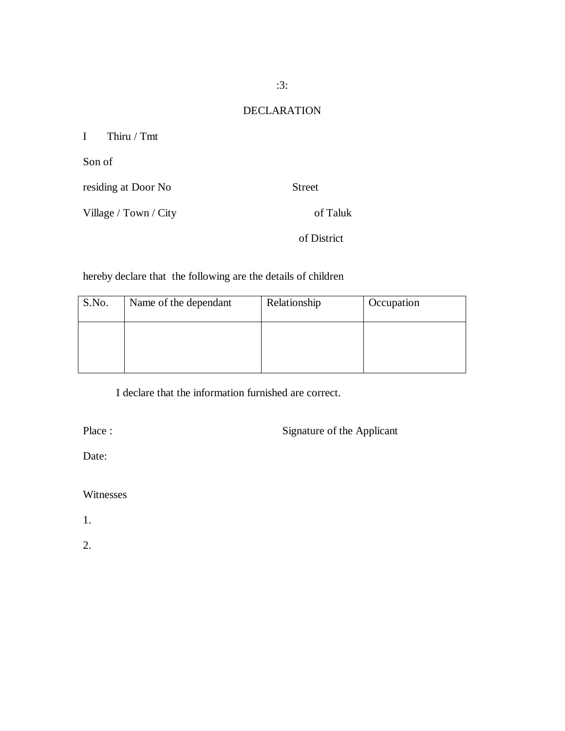# DECLARATION

I Thiru / Tmt

Son of

residing at Door No Street

Village / Town / City of Taluk

of District

hereby declare that the following are the details of children

| S.No. | Name of the dependant | Relationship | Occupation |
|---|---|---|---|
| | | | |

I declare that the information furnished are correct.

Place : Signature of the Applicant

Date:

Witnesses

1.

2.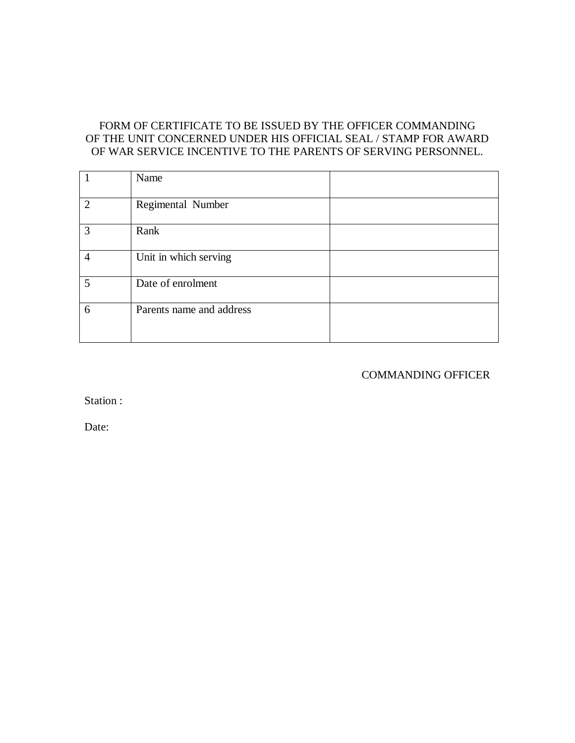FORM OF CERTIFICATE TO BE ISSUED BY THE OFFICER COMMANDING OF THE UNIT CONCERNED UNDER HIS OFFICIAL SEAL / STAMP FOR AWARD OF WAR SERVICE INCENTIVE TO THE PARENTS OF SERVING PERSONNEL.

| | | |
|---|---|---|
| 1 | Name | |
| 2 | Regimental Number | |
| 3 | Rank | |
| 4 | Unit in which serving | |
| 5 | Date of enrolment | |
| 6 | Parents name and address | |

COMMANDING OFFICER

Station :

Date: